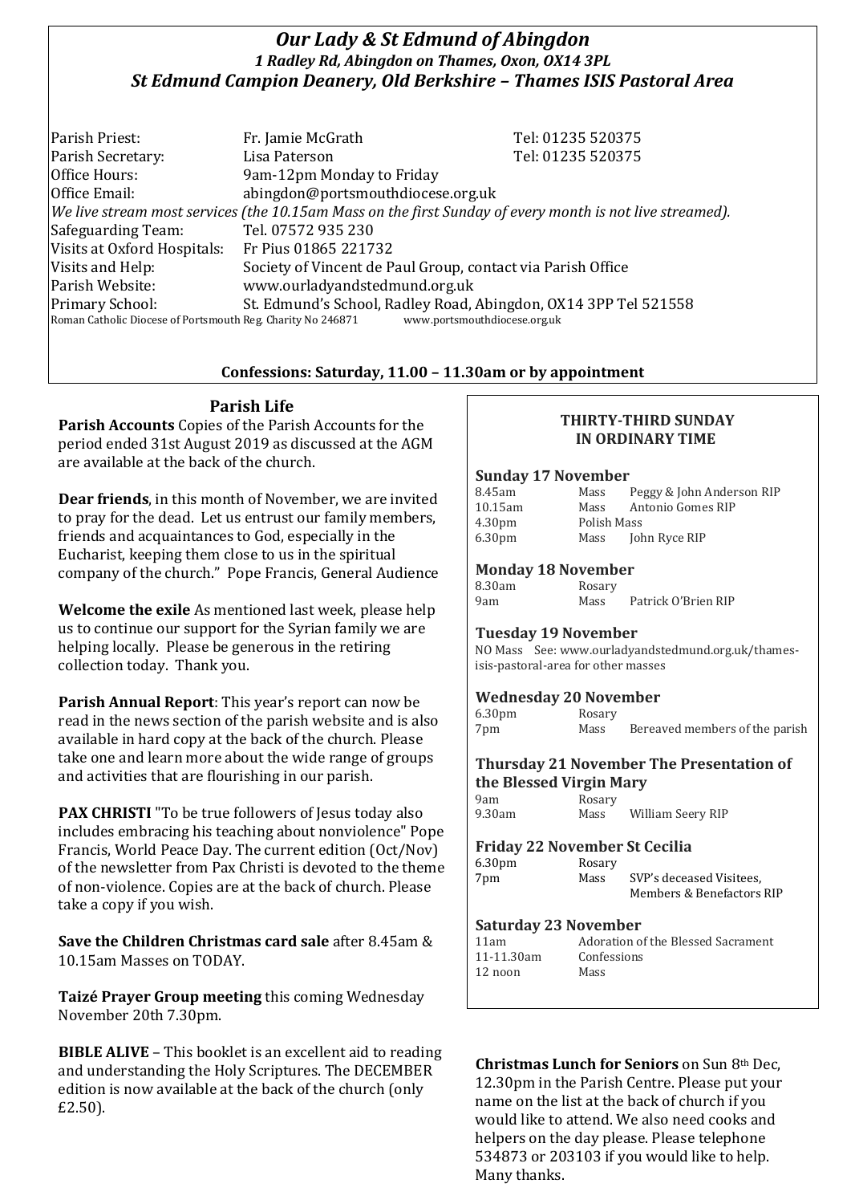# *Our Lady & St Edmund of Abingdon*

***1 Radley Rd, Abingdon on Thames, Oxon, OX14 3PL***

***St Edmund Campion Deanery, Old Berkshire – Thames ISIS Pastoral Area***

| | | |
|---|---|---|
| Parish Priest: | Fr. Jamie McGrath | Tel: 01235 520375 |
| Parish Secretary: | Lisa Paterson | Tel: 01235 520375 |
| Office Hours: | 9am-12pm Monday to Friday | |
| Office Email: | abingdon@portsmouthdiocese.org.uk | |

*We live stream most services (the 10.15am Mass on the first Sunday of every month is not live streamed).*

| | |
|---|---|
| Safeguarding Team: | Tel. 07572 935 230 |
| Visits at Oxford Hospitals: | Fr Pius 01865 221732 |
| Visits and Help: | Society of Vincent de Paul Group, contact via Parish Office |
| Parish Website: | www.ourladyandstedmund.org.uk |
| Primary School: | St. Edmund's School, Radley Road, Abingdon, OX14 3PP Tel 521558 |

Roman Catholic Diocese of Portsmouth Reg. Charity No 246871 www.portsmouthdiocese.org.uk

**Confessions: Saturday, 11.00 – 11.30am or by appointment**

## Parish Life

**Parish Accounts** Copies of the Parish Accounts for the period ended 31st August 2019 as discussed at the AGM are available at the back of the church.

**Dear friends**, in this month of November, we are invited to pray for the dead. Let us entrust our family members, friends and acquaintances to God, especially in the Eucharist, keeping them close to us in the spiritual company of the church." Pope Francis, General Audience

**Welcome the exile** As mentioned last week, please help us to continue our support for the Syrian family we are helping locally. Please be generous in the retiring collection today. Thank you.

**Parish Annual Report**: This year's report can now be read in the news section of the parish website and is also available in hard copy at the back of the church. Please take one and learn more about the wide range of groups and activities that are flourishing in our parish.

**PAX CHRISTI** "To be true followers of Jesus today also includes embracing his teaching about nonviolence" Pope Francis, World Peace Day. The current edition (Oct/Nov) of the newsletter from Pax Christi is devoted to the theme of non-violence. Copies are at the back of church. Please take a copy if you wish.

**Save the Children Christmas card sale** after 8.45am & 10.15am Masses on TODAY.

**Taizé Prayer Group meeting** this coming Wednesday November 20th 7.30pm.

**BIBLE ALIVE** – This booklet is an excellent aid to reading and understanding the Holy Scriptures. The DECEMBER edition is now available at the back of the church (only £2.50).

## THIRTY-THIRD SUNDAY IN ORDINARY TIME

### Sunday 17 November

| | | |
|---|---|---|
| 8.45am | Mass | Peggy & John Anderson RIP |
| 10.15am | Mass | Antonio Gomes RIP |
| 4.30pm | Polish Mass | |
| 6.30pm | Mass | John Ryce RIP |

### Monday 18 November

| | | |
|---|---|---|
| 8.30am | Rosary | |
| 9am | Mass | Patrick O'Brien RIP |

### Tuesday 19 November

NO Mass See: www.ourladyandstedmund.org.uk/thames-isis-pastoral-area for other masses

### Wednesday 20 November

| | | |
|---|---|---|
| 6.30pm | Rosary | |
| 7pm | Mass | Bereaved members of the parish |

### Thursday 21 November The Presentation of the Blessed Virgin Mary

| | | |
|---|---|---|
| 9am | Rosary | |
| 9.30am | Mass | William Seery RIP |

### Friday 22 November St Cecilia

| | | |
|---|---|---|
| 6.30pm | Rosary | |
| 7pm | Mass | SVP's deceased Visitees, Members & Benefactors RIP |

### Saturday 23 November

| | |
|---|---|
| 11am | Adoration of the Blessed Sacrament |
| 11-11.30am | Confessions |
| 12 noon | Mass |

**Christmas Lunch for Seniors** on Sun 8th Dec, 12.30pm in the Parish Centre. Please put your name on the list at the back of church if you would like to attend. We also need cooks and helpers on the day please. Please telephone 534873 or 203103 if you would like to help. Many thanks.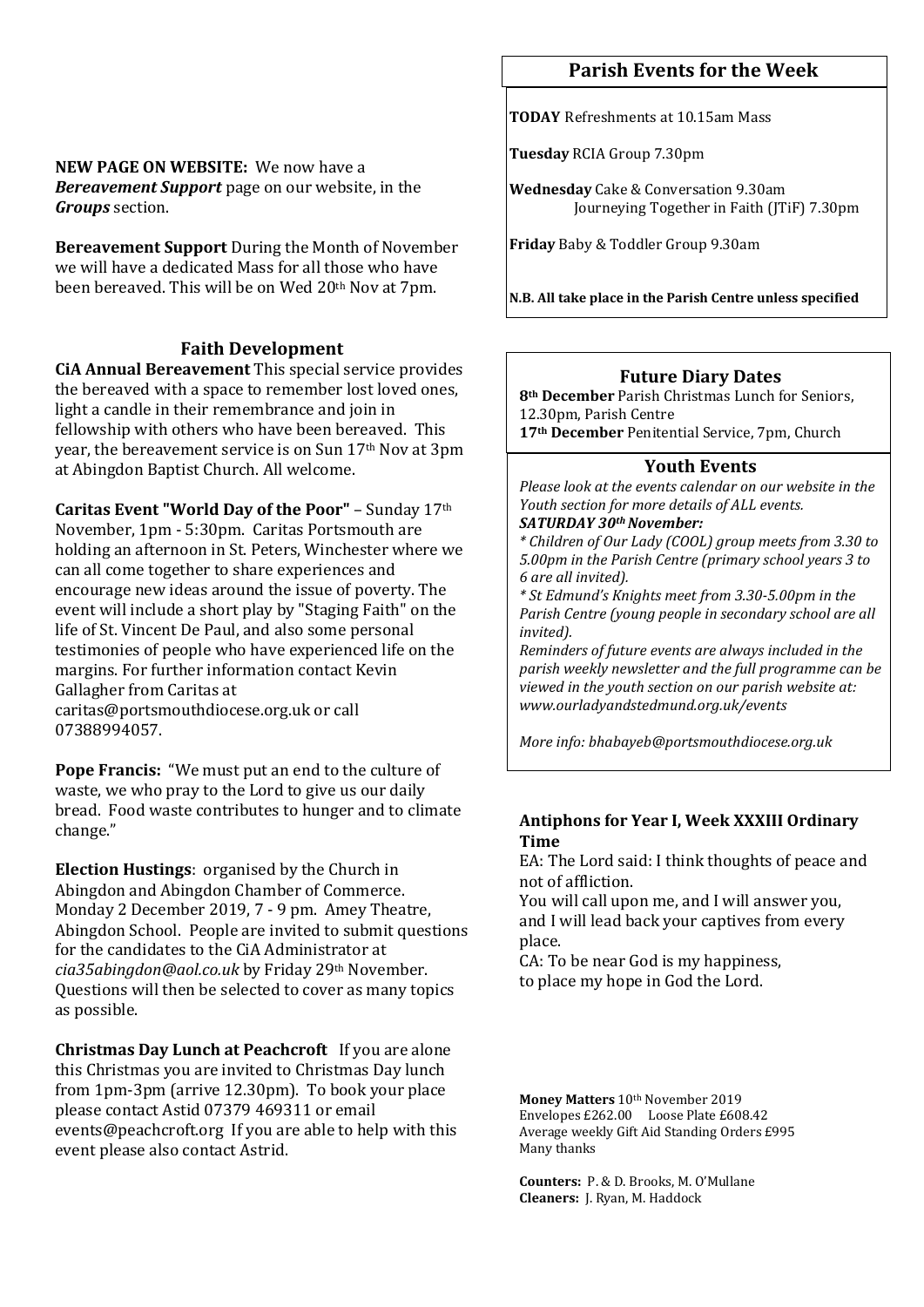**NEW PAGE ON WEBSITE:** We now have a ***Bereavement Support*** page on our website, in the ***Groups*** section.

**Bereavement Support** During the Month of November we will have a dedicated Mass for all those who have been bereaved. This will be on Wed 20th Nov at 7pm.

## Faith Development

**CiA Annual Bereavement** This special service provides the bereaved with a space to remember lost loved ones, light a candle in their remembrance and join in fellowship with others who have been bereaved. This year, the bereavement service is on Sun 17th Nov at 3pm at Abingdon Baptist Church. All welcome.

**Caritas Event "World Day of the Poor"** – Sunday 17th November, 1pm - 5:30pm. Caritas Portsmouth are holding an afternoon in St. Peters, Winchester where we can all come together to share experiences and encourage new ideas around the issue of poverty. The event will include a short play by "Staging Faith" on the life of St. Vincent De Paul, and also some personal testimonies of people who have experienced life on the margins. For further information contact Kevin Gallagher from Caritas at caritas@portsmouthdiocese.org.uk or call 07388994057.

**Pope Francis:** "We must put an end to the culture of waste, we who pray to the Lord to give us our daily bread. Food waste contributes to hunger and to climate change."

**Election Hustings**: organised by the Church in Abingdon and Abingdon Chamber of Commerce. Monday 2 December 2019, 7 - 9 pm. Amey Theatre, Abingdon School. People are invited to submit questions for the candidates to the CiA Administrator at *cia35abingdon@aol.co.uk* by Friday 29th November. Questions will then be selected to cover as many topics as possible.

**Christmas Day Lunch at Peachcroft** If you are alone this Christmas you are invited to Christmas Day lunch from 1pm-3pm (arrive 12.30pm). To book your place please contact Astid 07379 469311 or email events@peachcroft.org If you are able to help with this event please also contact Astrid.

## Parish Events for the Week

**TODAY** Refreshments at 10.15am Mass

**Tuesday** RCIA Group 7.30pm

**Wednesday** Cake & Conversation 9.30am
Journeying Together in Faith (JTiF) 7.30pm

**Friday** Baby & Toddler Group 9.30am

**N.B. All take place in the Parish Centre unless specified**

## Future Diary Dates

**8th December** Parish Christmas Lunch for Seniors, 12.30pm, Parish Centre
**17th December** Penitential Service, 7pm, Church

## Youth Events

*Please look at the events calendar on our website in the Youth section for more details of ALL events.*
***SATURDAY 30th November:***

*\* Children of Our Lady (COOL) group meets from 3.30 to 5.00pm in the Parish Centre (primary school years 3 to 6 are all invited).*

*\* St Edmund's Knights meet from 3.30-5.00pm in the Parish Centre (young people in secondary school are all invited).*

*Reminders of future events are always included in the parish weekly newsletter and the full programme can be viewed in the youth section on our parish website at: www.ourladyandstedmund.org.uk/events*

*More info: bhabayeb@portsmouthdiocese.org.uk*

**Antiphons for Year I, Week XXXIII Ordinary Time**

EA: The Lord said: I think thoughts of peace and not of affliction.
You will call upon me, and I will answer you, and I will lead back your captives from every place.
CA: To be near God is my happiness, to place my hope in God the Lord.

**Money Matters** 10th November 2019
Envelopes £262.00 Loose Plate £608.42
Average weekly Gift Aid Standing Orders £995
Many thanks

**Counters:** P. & D. Brooks, M. O'Mullane
**Cleaners:** J. Ryan, M. Haddock